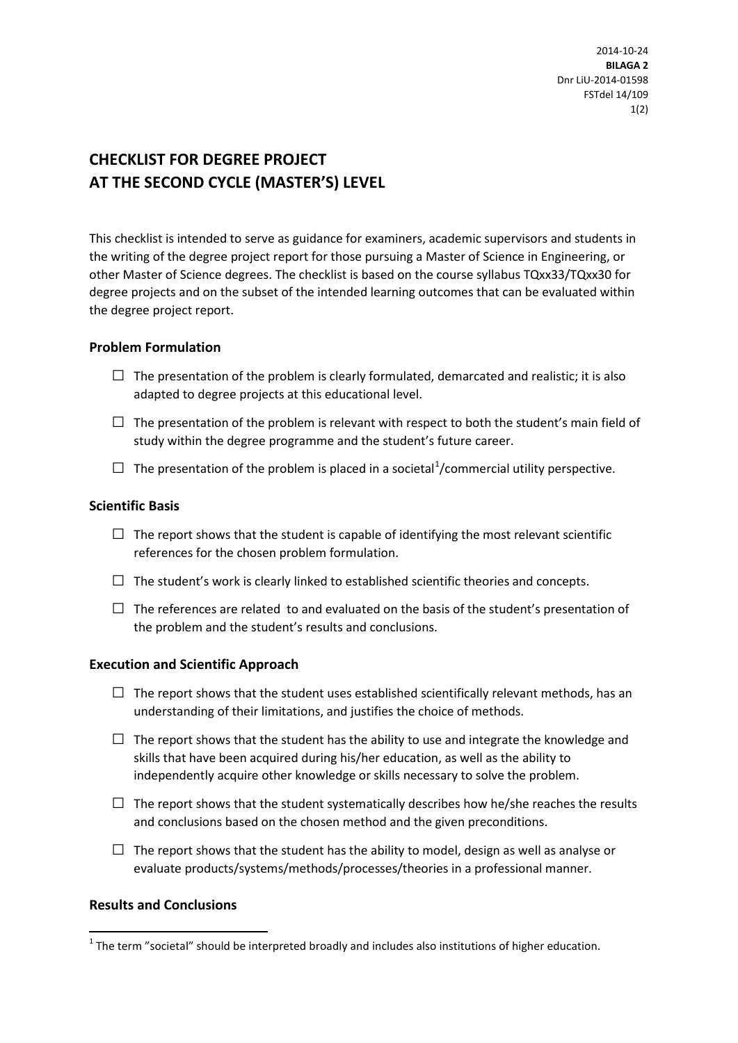2014-10-24
**BILAGA 2**
Dnr LiU-2014-01598
FSTdel 14/109

# CHECKLIST FOR DEGREE PROJECT AT THE SECOND CYCLE (MASTER'S) LEVEL

This checklist is intended to serve as guidance for examiners, academic supervisors and students in the writing of the degree project report for those pursuing a Master of Science in Engineering, or other Master of Science degrees. The checklist is based on the course syllabus TQxx33/TQxx30 for degree projects and on the subset of the intended learning outcomes that can be evaluated within the degree project report.

## Problem Formulation

- ☐ The presentation of the problem is clearly formulated, demarcated and realistic; it is also adapted to degree projects at this educational level.
- ☐ The presentation of the problem is relevant with respect to both the student's main field of study within the degree programme and the student's future career.
- ☐ The presentation of the problem is placed in a societal[1]/commercial utility perspective.

## Scientific Basis

- ☐ The report shows that the student is capable of identifying the most relevant scientific references for the chosen problem formulation.
- ☐ The student's work is clearly linked to established scientific theories and concepts.
- ☐ The references are related to and evaluated on the basis of the student's presentation of the problem and the student's results and conclusions.

## Execution and Scientific Approach

- ☐ The report shows that the student uses established scientifically relevant methods, has an understanding of their limitations, and justifies the choice of methods.
- ☐ The report shows that the student has the ability to use and integrate the knowledge and skills that have been acquired during his/her education, as well as the ability to independently acquire other knowledge or skills necessary to solve the problem.
- ☐ The report shows that the student systematically describes how he/she reaches the results and conclusions based on the chosen method and the given preconditions.
- ☐ The report shows that the student has the ability to model, design as well as analyse or evaluate products/systems/methods/processes/theories in a professional manner.

## Results and Conclusions

[1] The term "societal" should be interpreted broadly and includes also institutions of higher education.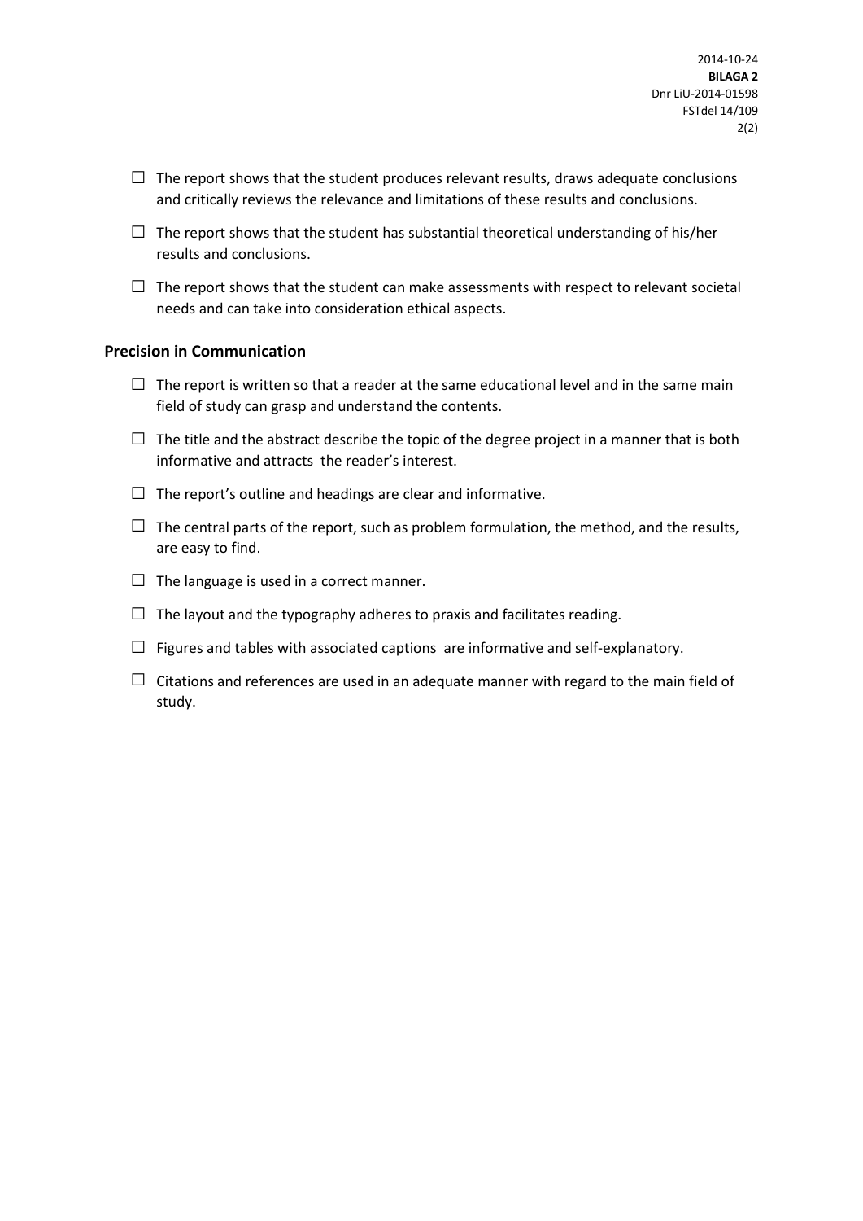- ☐ The report shows that the student produces relevant results, draws adequate conclusions and critically reviews the relevance and limitations of these results and conclusions.
- ☐ The report shows that the student has substantial theoretical understanding of his/her results and conclusions.
- ☐ The report shows that the student can make assessments with respect to relevant societal needs and can take into consideration ethical aspects.

### Precision in Communication

- ☐ The report is written so that a reader at the same educational level and in the same main field of study can grasp and understand the contents.
- ☐ The title and the abstract describe the topic of the degree project in a manner that is both informative and attracts the reader's interest.
- ☐ The report's outline and headings are clear and informative.
- ☐ The central parts of the report, such as problem formulation, the method, and the results, are easy to find.
- ☐ The language is used in a correct manner.
- ☐ The layout and the typography adheres to praxis and facilitates reading.
- ☐ Figures and tables with associated captions are informative and self-explanatory.
- ☐ Citations and references are used in an adequate manner with regard to the main field of study.